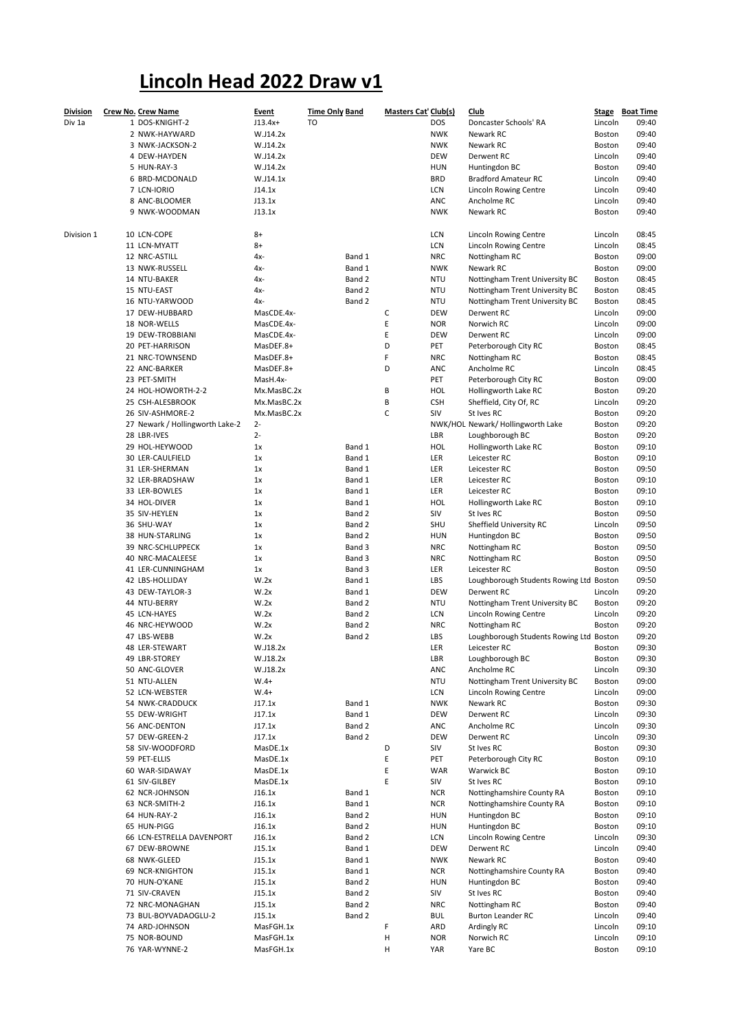# Lincoln Head 2022 Draw v1

| Division | Crew No. | Crew Name | Event | Time Only | Band | Masters Cat' | Club(s) | Club | Stage | Boat Time |
|---|---|---|---|---|---|---|---|---|---|---|
| Div 1a | 1 | DOS-KNIGHT-2 | J13.4x+ | TO | | | DOS | Doncaster Schools' RA | Lincoln | 09:40 |
| | 2 | NWK-HAYWARD | W.J14.2x | | | | NWK | Newark RC | Boston | 09:40 |
| | 3 | NWK-JACKSON-2 | W.J14.2x | | | | NWK | Newark RC | Boston | 09:40 |
| | 4 | DEW-HAYDEN | W.J14.2x | | | | DEW | Derwent RC | Lincoln | 09:40 |
| | 5 | HUN-RAY-3 | W.J14.2x | | | | HUN | Huntingdon BC | Boston | 09:40 |
| | 6 | BRD-MCDONALD | W.J14.1x | | | | BRD | Bradford Amateur RC | Lincoln | 09:40 |
| | 7 | LCN-IORIO | J14.1x | | | | LCN | Lincoln Rowing Centre | Lincoln | 09:40 |
| | 8 | ANC-BLOOMER | J13.1x | | | | ANC | Ancholme RC | Lincoln | 09:40 |
| | 9 | NWK-WOODMAN | J13.1x | | | | NWK | Newark RC | Boston | 09:40 |
| Division 1 | 10 | LCN-COPE | 8+ | | | | LCN | Lincoln Rowing Centre | Lincoln | 08:45 |
| | 11 | LCN-MYATT | 8+ | | | | LCN | Lincoln Rowing Centre | Lincoln | 08:45 |
| | 12 | NRC-ASTILL | 4x- | | Band 1 | | NRC | Nottingham RC | Boston | 09:00 |
| | 13 | NWK-RUSSELL | 4x- | | Band 1 | | NWK | Newark RC | Boston | 09:00 |
| | 14 | NTU-BAKER | 4x- | | Band 2 | | NTU | Nottingham Trent University BC | Boston | 08:45 |
| | 15 | NTU-EAST | 4x- | | Band 2 | | NTU | Nottingham Trent University BC | Boston | 08:45 |
| | 16 | NTU-YARWOOD | 4x- | | Band 2 | | NTU | Nottingham Trent University BC | Boston | 08:45 |
| | 17 | DEW-HUBBARD | MasCDE.4x- | | | C | DEW | Derwent RC | Lincoln | 09:00 |
| | 18 | NOR-WELLS | MasCDE.4x- | | | E | NOR | Norwich RC | Lincoln | 09:00 |
| | 19 | DEW-TROBBIANI | MasCDE.4x- | | | E | DEW | Derwent RC | Lincoln | 09:00 |
| | 20 | PET-HARRISON | MasDEF.8+ | | | D | PET | Peterborough City RC | Boston | 08:45 |
| | 21 | NRC-TOWNSEND | MasDEF.8+ | | | F | NRC | Nottingham RC | Boston | 08:45 |
| | 22 | ANC-BARKER | MasDEF.8+ | | | D | ANC | Ancholme RC | Lincoln | 08:45 |
| | 23 | PET-SMITH | MasH.4x- | | | | PET | Peterborough City RC | Boston | 09:00 |
| | 24 | HOL-HOWORTH-2-2 | Mx.MasBC.2x | | | B | HOL | Hollingworth Lake RC | Boston | 09:20 |
| | 25 | CSH-ALESBROOK | Mx.MasBC.2x | | | B | CSH | Sheffield, City Of, RC | Lincoln | 09:20 |
| | 26 | SIV-ASHMORE-2 | Mx.MasBC.2x | | | C | SIV | St Ives RC | Boston | 09:20 |
| | 27 | Newark / Hollingworth Lake-2 | 2- | | | | NWK/HOL | Newark/ Hollingworth Lake | Boston | 09:20 |
| | 28 | LBR-IVES | 2- | | | | LBR | Loughborough BC | Boston | 09:20 |
| | 29 | HOL-HEYWOOD | 1x | | Band 1 | | HOL | Hollingworth Lake RC | Boston | 09:10 |
| | 30 | LER-CAULFIELD | 1x | | Band 1 | | LER | Leicester RC | Boston | 09:10 |
| | 31 | LER-SHERMAN | 1x | | Band 1 | | LER | Leicester RC | Boston | 09:50 |
| | 32 | LER-BRADSHAW | 1x | | Band 1 | | LER | Leicester RC | Boston | 09:10 |
| | 33 | LER-BOWLES | 1x | | Band 1 | | LER | Leicester RC | Boston | 09:10 |
| | 34 | HOL-DIVER | 1x | | Band 1 | | HOL | Hollingworth Lake RC | Boston | 09:10 |
| | 35 | SIV-HEYLEN | 1x | | Band 2 | | SIV | St Ives RC | Boston | 09:50 |
| | 36 | SHU-WAY | 1x | | Band 2 | | SHU | Sheffield University RC | Lincoln | 09:50 |
| | 38 | HUN-STARLING | 1x | | Band 2 | | HUN | Huntingdon BC | Boston | 09:50 |
| | 39 | NRC-SCHLUPPECK | 1x | | Band 3 | | NRC | Nottingham RC | Boston | 09:50 |
| | 40 | NRC-MACALEESE | 1x | | Band 3 | | NRC | Nottingham RC | Boston | 09:50 |
| | 41 | LER-CUNNINGHAM | 1x | | Band 3 | | LER | Leicester RC | Boston | 09:50 |
| | 42 | LBS-HOLLIDAY | W.2x | | Band 1 | | LBS | Loughborough Students Rowing Ltd | Boston | 09:50 |
| | 43 | DEW-TAYLOR-3 | W.2x | | Band 1 | | DEW | Derwent RC | Lincoln | 09:20 |
| | 44 | NTU-BERRY | W.2x | | Band 2 | | NTU | Nottingham Trent University BC | Boston | 09:20 |
| | 45 | LCN-HAYES | W.2x | | Band 2 | | LCN | Lincoln Rowing Centre | Lincoln | 09:20 |
| | 46 | NRC-HEYWOOD | W.2x | | Band 2 | | NRC | Nottingham RC | Boston | 09:20 |
| | 47 | LBS-WEBB | W.2x | | Band 2 | | LBS | Loughborough Students Rowing Ltd | Boston | 09:20 |
| | 48 | LER-STEWART | W.J18.2x | | | | LER | Leicester RC | Boston | 09:30 |
| | 49 | LBR-STOREY | W.J18.2x | | | | LBR | Loughborough BC | Boston | 09:30 |
| | 50 | ANC-GLOVER | W.J18.2x | | | | ANC | Ancholme RC | Lincoln | 09:30 |
| | 51 | NTU-ALLEN | W.4+ | | | | NTU | Nottingham Trent University BC | Boston | 09:00 |
| | 52 | LCN-WEBSTER | W.4+ | | | | LCN | Lincoln Rowing Centre | Lincoln | 09:00 |
| | 54 | NWK-CRADDUCK | J17.1x | | Band 1 | | NWK | Newark RC | Boston | 09:30 |
| | 55 | DEW-WRIGHT | J17.1x | | Band 1 | | DEW | Derwent RC | Lincoln | 09:30 |
| | 56 | ANC-DENTON | J17.1x | | Band 2 | | ANC | Ancholme RC | Lincoln | 09:30 |
| | 57 | DEW-GREEN-2 | J17.1x | | Band 2 | | DEW | Derwent RC | Lincoln | 09:30 |
| | 58 | SIV-WOODFORD | MasDE.1x | | | D | SIV | St Ives RC | Boston | 09:30 |
| | 59 | PET-ELLIS | MasDE.1x | | | E | PET | Peterborough City RC | Boston | 09:10 |
| | 60 | WAR-SIDAWAY | MasDE.1x | | | E | WAR | Warwick BC | Boston | 09:10 |
| | 61 | SIV-GILBEY | MasDE.1x | | | E | SIV | St Ives RC | Boston | 09:10 |
| | 62 | NCR-JOHNSON | J16.1x | | Band 1 | | NCR | Nottinghamshire County RA | Boston | 09:10 |
| | 63 | NCR-SMITH-2 | J16.1x | | Band 1 | | NCR | Nottinghamshire County RA | Boston | 09:10 |
| | 64 | HUN-RAY-2 | J16.1x | | Band 2 | | HUN | Huntingdon BC | Boston | 09:10 |
| | 65 | HUN-PIGG | J16.1x | | Band 2 | | HUN | Huntingdon BC | Boston | 09:10 |
| | 66 | LCN-ESTRELLA DAVENPORT | J16.1x | | Band 2 | | LCN | Lincoln Rowing Centre | Lincoln | 09:30 |
| | 67 | DEW-BROWNE | J15.1x | | Band 1 | | DEW | Derwent RC | Lincoln | 09:40 |
| | 68 | NWK-GLEED | J15.1x | | Band 1 | | NWK | Newark RC | Boston | 09:40 |
| | 69 | NCR-KNIGHTON | J15.1x | | Band 1 | | NCR | Nottinghamshire County RA | Boston | 09:40 |
| | 70 | HUN-O'KANE | J15.1x | | Band 2 | | HUN | Huntingdon BC | Boston | 09:40 |
| | 71 | SIV-CRAVEN | J15.1x | | Band 2 | | SIV | St Ives RC | Boston | 09:40 |
| | 72 | NRC-MONAGHAN | J15.1x | | Band 2 | | NRC | Nottingham RC | Boston | 09:40 |
| | 73 | BUL-BOYVADAOGLU-2 | J15.1x | | Band 2 | | BUL | Burton Leander RC | Lincoln | 09:40 |
| | 74 | ARD-JOHNSON | MasFGH.1x | | | F | ARD | Ardingly RC | Lincoln | 09:10 |
| | 75 | NOR-BOUND | MasFGH.1x | | | H | NOR | Norwich RC | Lincoln | 09:10 |
| | 76 | YAR-WYNNE-2 | MasFGH.1x | | | H | YAR | Yare BC | Boston | 09:10 |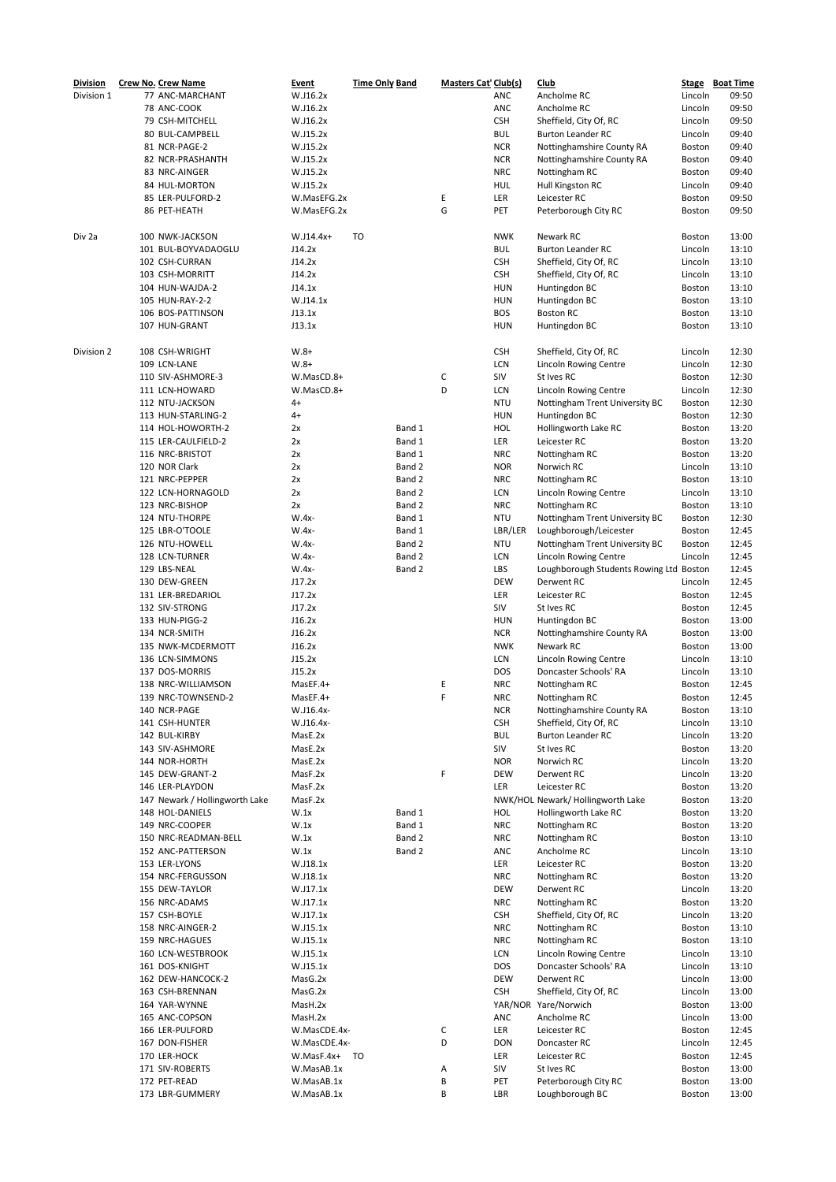| Division | Crew No. | Crew Name | Event | Time Only | Band | Masters Cat' | Club(s) | Club | Stage | Boat Time |
|---|---|---|---|---|---|---|---|---|---|---|
| Division 1 | 77 | ANC-MARCHANT | W.J16.2x | | | | ANC | Ancholme RC | Lincoln | 09:50 |
| | 78 | ANC-COOK | W.J16.2x | | | | ANC | Ancholme RC | Lincoln | 09:50 |
| | 79 | CSH-MITCHELL | W.J16.2x | | | | CSH | Sheffield, City Of, RC | Lincoln | 09:50 |
| | 80 | BUL-CAMPBELL | W.J15.2x | | | | BUL | Burton Leander RC | Lincoln | 09:40 |
| | 81 | NCR-PAGE-2 | W.J15.2x | | | | NCR | Nottinghamshire County RA | Boston | 09:40 |
| | 82 | NCR-PRASHANTH | W.J15.2x | | | | NCR | Nottinghamshire County RA | Boston | 09:40 |
| | 83 | NRC-AINGER | W.J15.2x | | | | NRC | Nottingham RC | Boston | 09:40 |
| | 84 | HUL-MORTON | W.J15.2x | | | | HUL | Hull Kingston RC | Lincoln | 09:40 |
| | 85 | LER-PULFORD-2 | W.MasEFG.2x | | | E | LER | Leicester RC | Boston | 09:50 |
| | 86 | PET-HEATH | W.MasEFG.2x | | | G | PET | Peterborough City RC | Boston | 09:50 |
| Div 2a | 100 | NWK-JACKSON | W.J14.4x+ | TO | | | NWK | Newark RC | Boston | 13:00 |
| | 101 | BUL-BOYVADAOGLU | J14.2x | | | | BUL | Burton Leander RC | Lincoln | 13:10 |
| | 102 | CSH-CURRAN | J14.2x | | | | CSH | Sheffield, City Of, RC | Lincoln | 13:10 |
| | 103 | CSH-MORRITT | J14.2x | | | | CSH | Sheffield, City Of, RC | Lincoln | 13:10 |
| | 104 | HUN-WAJDA-2 | J14.1x | | | | HUN | Huntingdon BC | Boston | 13:10 |
| | 105 | HUN-RAY-2-2 | W.J14.1x | | | | HUN | Huntingdon BC | Boston | 13:10 |
| | 106 | BOS-PATTINSON | J13.1x | | | | BOS | Boston RC | Boston | 13:10 |
| | 107 | HUN-GRANT | J13.1x | | | | HUN | Huntingdon BC | Boston | 13:10 |
| Division 2 | 108 | CSH-WRIGHT | W.8+ | | | | CSH | Sheffield, City Of, RC | Lincoln | 12:30 |
| | 109 | LCN-LANE | W.8+ | | | | LCN | Lincoln Rowing Centre | Lincoln | 12:30 |
| | 110 | SIV-ASHMORE-3 | W.MasCD.8+ | | | C | SIV | St Ives RC | Boston | 12:30 |
| | 111 | LCN-HOWARD | W.MasCD.8+ | | | D | LCN | Lincoln Rowing Centre | Lincoln | 12:30 |
| | 112 | NTU-JACKSON | 4+ | | | | NTU | Nottingham Trent University BC | Boston | 12:30 |
| | 113 | HUN-STARLING-2 | 4+ | | | | HUN | Huntingdon BC | Boston | 12:30 |
| | 114 | HOL-HOWORTH-2 | 2x | | Band 1 | | HOL | Hollingworth Lake RC | Boston | 13:20 |
| | 115 | LER-CAULFIELD-2 | 2x | | Band 1 | | LER | Leicester RC | Boston | 13:20 |
| | 116 | NRC-BRISTOT | 2x | | Band 1 | | NRC | Nottingham RC | Boston | 13:20 |
| | 120 | NOR Clark | 2x | | Band 2 | | NOR | Norwich RC | Lincoln | 13:10 |
| | 121 | NRC-PEPPER | 2x | | Band 2 | | NRC | Nottingham RC | Boston | 13:10 |
| | 122 | LCN-HORNAGOLD | 2x | | Band 2 | | LCN | Lincoln Rowing Centre | Lincoln | 13:10 |
| | 123 | NRC-BISHOP | 2x | | Band 2 | | NRC | Nottingham RC | Boston | 13:10 |
| | 124 | NTU-THORPE | W.4x- | | Band 1 | | NTU | Nottingham Trent University BC | Boston | 12:30 |
| | 125 | LBR-O'TOOLE | W.4x- | | Band 1 | | LBR/LER | Loughborough/Leicester | Boston | 12:45 |
| | 126 | NTU-HOWELL | W.4x- | | Band 2 | | NTU | Nottingham Trent University BC | Boston | 12:45 |
| | 128 | LCN-TURNER | W.4x- | | Band 2 | | LCN | Lincoln Rowing Centre | Lincoln | 12:45 |
| | 129 | LBS-NEAL | W.4x- | | Band 2 | | LBS | Loughborough Students Rowing Ltd | Boston | 12:45 |
| | 130 | DEW-GREEN | J17.2x | | | | DEW | Derwent RC | Lincoln | 12:45 |
| | 131 | LER-BREDARIOL | J17.2x | | | | LER | Leicester RC | Boston | 12:45 |
| | 132 | SIV-STRONG | J17.2x | | | | SIV | St Ives RC | Boston | 12:45 |
| | 133 | HUN-PIGG-2 | J16.2x | | | | HUN | Huntingdon BC | Boston | 13:00 |
| | 134 | NCR-SMITH | J16.2x | | | | NCR | Nottinghamshire County RA | Boston | 13:00 |
| | 135 | NWK-MCDERMOTT | J16.2x | | | | NWK | Newark RC | Boston | 13:00 |
| | 136 | LCN-SIMMONS | J15.2x | | | | LCN | Lincoln Rowing Centre | Lincoln | 13:10 |
| | 137 | DOS-MORRIS | J15.2x | | | | DOS | Doncaster Schools' RA | Lincoln | 13:10 |
| | 138 | NRC-WILLIAMSON | MasEF.4+ | | | E | NRC | Nottingham RC | Boston | 12:45 |
| | 139 | NRC-TOWNSEND-2 | MasEF.4+ | | | F | NRC | Nottingham RC | Boston | 12:45 |
| | 140 | NCR-PAGE | W.J16.4x- | | | | NCR | Nottinghamshire County RA | Boston | 13:10 |
| | 141 | CSH-HUNTER | W.J16.4x- | | | | CSH | Sheffield, City Of, RC | Lincoln | 13:10 |
| | 142 | BUL-KIRBY | MasE.2x | | | | BUL | Burton Leander RC | Lincoln | 13:20 |
| | 143 | SIV-ASHMORE | MasE.2x | | | | SIV | St Ives RC | Boston | 13:20 |
| | 144 | NOR-HORTH | MasE.2x | | | | NOR | Norwich RC | Lincoln | 13:20 |
| | 145 | DEW-GRANT-2 | MasF.2x | | | F | DEW | Derwent RC | Lincoln | 13:20 |
| | 146 | LER-PLAYDON | MasF.2x | | | | LER | Leicester RC | Boston | 13:20 |
| | 147 | Newark / Hollingworth Lake | MasF.2x | | | | NWK/HOL | Newark/ Hollingworth Lake | Boston | 13:20 |
| | 148 | HOL-DANIELS | W.1x | | Band 1 | | HOL | Hollingworth Lake RC | Boston | 13:20 |
| | 149 | NRC-COOPER | W.1x | | Band 1 | | NRC | Nottingham RC | Boston | 13:20 |
| | 150 | NRC-READMAN-BELL | W.1x | | Band 2 | | NRC | Nottingham RC | Boston | 13:10 |
| | 152 | ANC-PATTERSON | W.1x | | Band 2 | | ANC | Ancholme RC | Lincoln | 13:10 |
| | 153 | LER-LYONS | W.J18.1x | | | | LER | Leicester RC | Boston | 13:20 |
| | 154 | NRC-FERGUSSON | W.J18.1x | | | | NRC | Nottingham RC | Boston | 13:20 |
| | 155 | DEW-TAYLOR | W.J17.1x | | | | DEW | Derwent RC | Lincoln | 13:20 |
| | 156 | NRC-ADAMS | W.J17.1x | | | | NRC | Nottingham RC | Boston | 13:20 |
| | 157 | CSH-BOYLE | W.J17.1x | | | | CSH | Sheffield, City Of, RC | Lincoln | 13:20 |
| | 158 | NRC-AINGER-2 | W.J15.1x | | | | NRC | Nottingham RC | Boston | 13:10 |
| | 159 | NRC-HAGUES | W.J15.1x | | | | NRC | Nottingham RC | Boston | 13:10 |
| | 160 | LCN-WESTBROOK | W.J15.1x | | | | LCN | Lincoln Rowing Centre | Lincoln | 13:10 |
| | 161 | DOS-KNIGHT | W.J15.1x | | | | DOS | Doncaster Schools' RA | Lincoln | 13:10 |
| | 162 | DEW-HANCOCK-2 | MasG.2x | | | | DEW | Derwent RC | Lincoln | 13:00 |
| | 163 | CSH-BRENNAN | MasG.2x | | | | CSH | Sheffield, City Of, RC | Lincoln | 13:00 |
| | 164 | YAR-WYNNE | MasH.2x | | | | YAR/NOR | Yare/Norwich | Boston | 13:00 |
| | 165 | ANC-COPSON | MasH.2x | | | | ANC | Ancholme RC | Lincoln | 13:00 |
| | 166 | LER-PULFORD | W.MasCDE.4x- | | | C | LER | Leicester RC | Boston | 12:45 |
| | 167 | DON-FISHER | W.MasCDE.4x- | | | D | DON | Doncaster RC | Lincoln | 12:45 |
| | 170 | LER-HOCK | W.MasF.4x+ | TO | | | LER | Leicester RC | Boston | 12:45 |
| | 171 | SIV-ROBERTS | W.MasAB.1x | | | A | SIV | St Ives RC | Boston | 13:00 |
| | 172 | PET-READ | W.MasAB.1x | | | B | PET | Peterborough City RC | Boston | 13:00 |
| | 173 | LBR-GUMMERY | W.MasAB.1x | | | B | LBR | Loughborough BC | Boston | 13:00 |